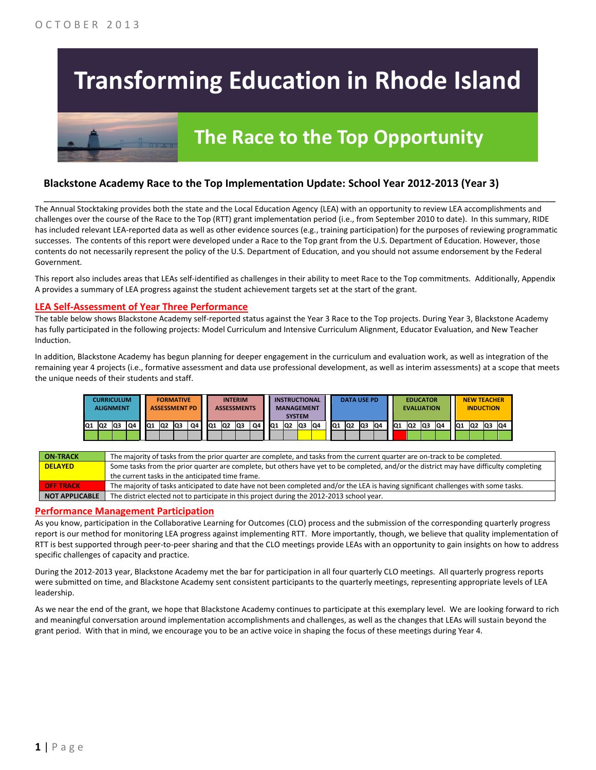OCTOBER 2013

# Transforming Education in Rhode Island

## The Race to the Top Opportunity

### Blackstone Academy Race to the Top Implementation Update: School Year 2012-2013 (Year 3)

The Annual Stocktaking provides both the state and the Local Education Agency (LEA) with an opportunity to review LEA accomplishments and challenges over the course of the Race to the Top (RTT) grant implementation period (i.e., from September 2010 to date). In this summary, RIDE has included relevant LEA-reported data as well as other evidence sources (e.g., training participation) for the purposes of reviewing programmatic successes. The contents of this report were developed under a Race to the Top grant from the U.S. Department of Education. However, those contents do not necessarily represent the policy of the U.S. Department of Education, and you should not assume endorsement by the Federal Government.

This report also includes areas that LEAs self-identified as challenges in their ability to meet Race to the Top commitments. Additionally, Appendix A provides a summary of LEA progress against the student achievement targets set at the start of the grant.

## LEA Self-Assessment of Year Three Performance

The table below shows Blackstone Academy self-reported status against the Year 3 Race to the Top projects. During Year 3, Blackstone Academy has fully participated in the following projects: Model Curriculum and Intensive Curriculum Alignment, Educator Evaluation, and New Teacher Induction.

In addition, Blackstone Academy has begun planning for deeper engagement in the curriculum and evaluation work, as well as integration of the remaining year 4 projects (i.e., formative assessment and data use professional development, as well as interim assessments) at a scope that meets the unique needs of their students and staff.

| Project | Q1 | Q2 | Q3 | Q4 |
|---|---|---|---|---|
| CURRICULUM ALIGNMENT | On-Track | On-Track | On-Track | On-Track |
| FORMATIVE ASSESSMENT PD | Not Applicable | Not Applicable | Not Applicable | Not Applicable |
| INTERIM ASSESSMENTS | Not Applicable | Not Applicable | Not Applicable | Not Applicable |
| INSTRUCTIONAL MANAGEMENT SYSTEM | Not Applicable | Not Applicable | Delayed | Delayed |
| DATA USE PD | Not Applicable | Not Applicable | Not Applicable | Not Applicable |
| EDUCATOR EVALUATION | Off Track | On-Track | On-Track | On-Track |
| NEW TEACHER INDUCTION | On-Track | On-Track | On-Track | On-Track |

| Status | Description |
|---|---|
| **ON-TRACK** | The majority of tasks from the prior quarter are complete, and tasks from the current quarter are on-track to be completed. |
| **DELAYED** | Some tasks from the prior quarter are complete, but others have yet to be completed, and/or the district may have difficulty completing the current tasks in the anticipated time frame. |
| **OFF TRACK** | The majority of tasks anticipated to date have not been completed and/or the LEA is having significant challenges with some tasks. |
| **NOT APPLICABLE** | The district elected not to participate in this project during the 2012-2013 school year. |

## Performance Management Participation

As you know, participation in the Collaborative Learning for Outcomes (CLO) process and the submission of the corresponding quarterly progress report is our method for monitoring LEA progress against implementing RTT. More importantly, though, we believe that quality implementation of RTT is best supported through peer-to-peer sharing and that the CLO meetings provide LEAs with an opportunity to gain insights on how to address specific challenges of capacity and practice.

During the 2012-2013 year, Blackstone Academy met the bar for participation in all four quarterly CLO meetings. All quarterly progress reports were submitted on time, and Blackstone Academy sent consistent participants to the quarterly meetings, representing appropriate levels of LEA leadership.

As we near the end of the grant, we hope that Blackstone Academy continues to participate at this exemplary level. We are looking forward to rich and meaningful conversation around implementation accomplishments and challenges, as well as the changes that LEAs will sustain beyond the grant period. With that in mind, we encourage you to be an active voice in shaping the focus of these meetings during Year 4.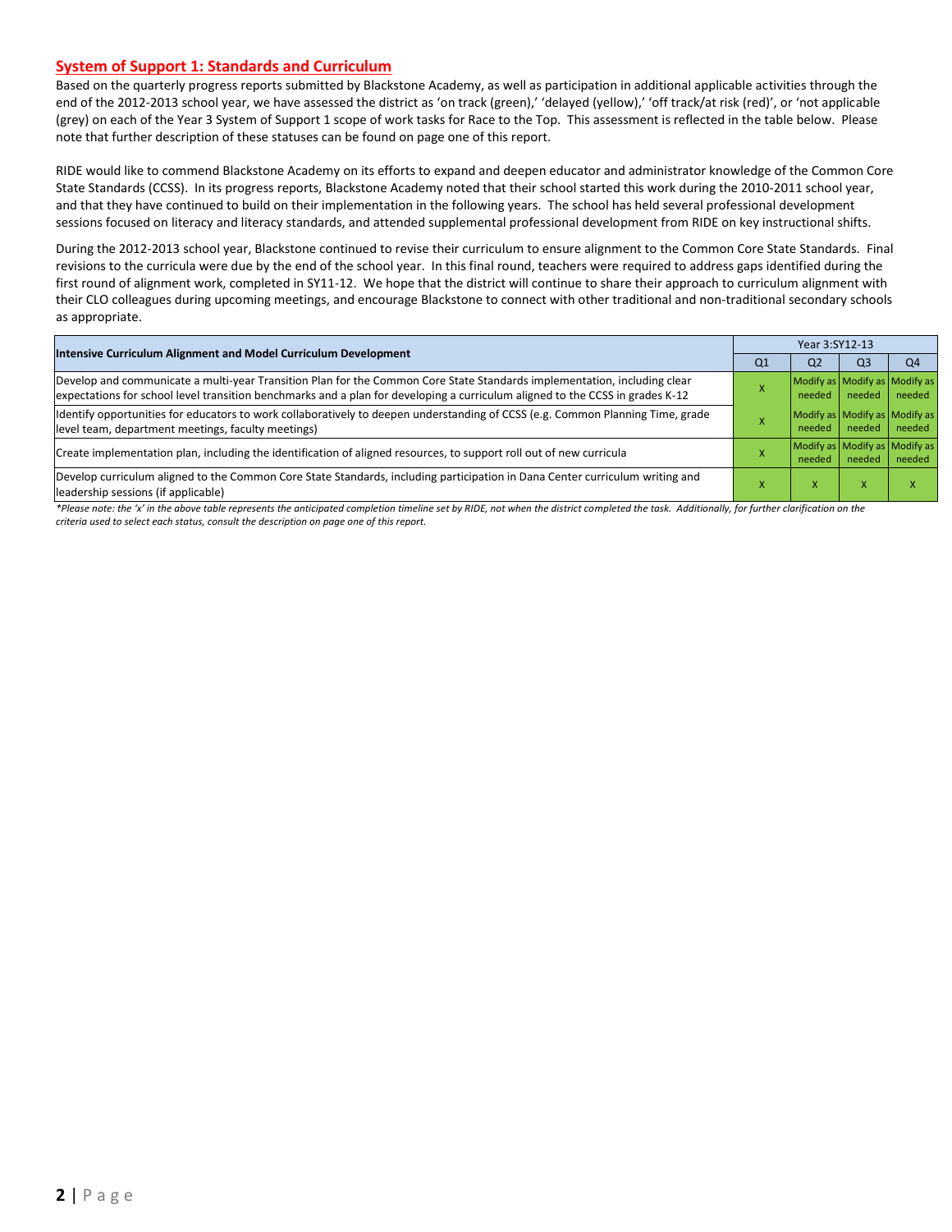## System of Support 1: Standards and Curriculum

Based on the quarterly progress reports submitted by Blackstone Academy, as well as participation in additional applicable activities through the end of the 2012-2013 school year, we have assessed the district as 'on track (green),' 'delayed (yellow),' 'off track/at risk (red)', or 'not applicable (grey) on each of the Year 3 System of Support 1 scope of work tasks for Race to the Top. This assessment is reflected in the table below. Please note that further description of these statuses can be found on page one of this report.

RIDE would like to commend Blackstone Academy on its efforts to expand and deepen educator and administrator knowledge of the Common Core State Standards (CCSS). In its progress reports, Blackstone Academy noted that their school started this work during the 2010-2011 school year, and that they have continued to build on their implementation in the following years. The school has held several professional development sessions focused on literacy and literacy standards, and attended supplemental professional development from RIDE on key instructional shifts.

During the 2012-2013 school year, Blackstone continued to revise their curriculum to ensure alignment to the Common Core State Standards. Final revisions to the curricula were due by the end of the school year. In this final round, teachers were required to address gaps identified during the first round of alignment work, completed in SY11-12. We hope that the district will continue to share their approach to curriculum alignment with their CLO colleagues during upcoming meetings, and encourage Blackstone to connect with other traditional and non-traditional secondary schools as appropriate.

| Intensive Curriculum Alignment and Model Curriculum Development | Year 3:SY12-13 | | | |
|---|---|---|---|---|
| | Q1 | Q2 | Q3 | Q4 |
| Develop and communicate a multi-year Transition Plan for the Common Core State Standards implementation, including clear expectations for school level transition benchmarks and a plan for developing a curriculum aligned to the CCSS in grades K-12 | X | Modify as needed | Modify as needed | Modify as needed |
| Identify opportunities for educators to work collaboratively to deepen understanding of CCSS (e.g. Common Planning Time, grade level team, department meetings, faculty meetings) | X | Modify as needed | Modify as needed | Modify as needed |
| Create implementation plan, including the identification of aligned resources, to support roll out of new curricula | X | Modify as needed | Modify as needed | Modify as needed |
| Develop curriculum aligned to the Common Core State Standards, including participation in Dana Center curriculum writing and leadership sessions (if applicable) | X | X | X | X |

*\*Please note: the 'x' in the above table represents the anticipated completion timeline set by RIDE, not when the district completed the task. Additionally, for further clarification on the criteria used to select each status, consult the description on page one of this report.*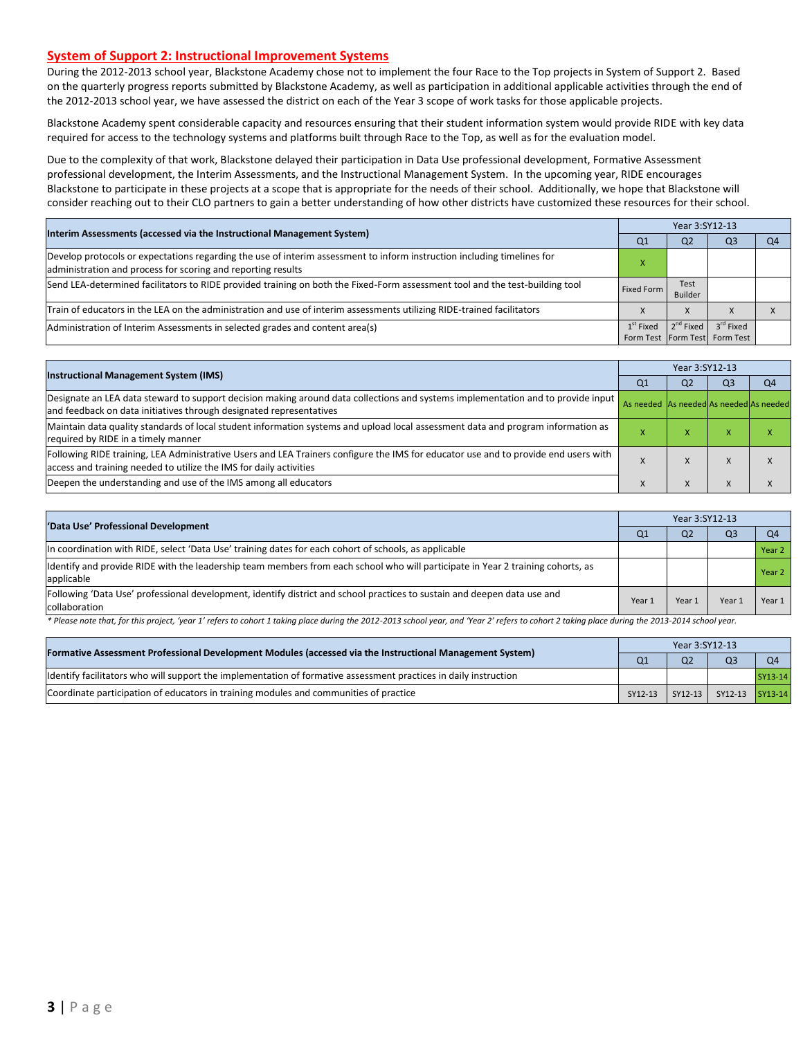## System of Support 2: Instructional Improvement Systems

During the 2012-2013 school year, Blackstone Academy chose not to implement the four Race to the Top projects in System of Support 2. Based on the quarterly progress reports submitted by Blackstone Academy, as well as participation in additional applicable activities through the end of the 2012-2013 school year, we have assessed the district on each of the Year 3 scope of work tasks for those applicable projects.

Blackstone Academy spent considerable capacity and resources ensuring that their student information system would provide RIDE with key data required for access to the technology systems and platforms built through Race to the Top, as well as for the evaluation model.

Due to the complexity of that work, Blackstone delayed their participation in Data Use professional development, Formative Assessment professional development, the Interim Assessments, and the Instructional Management System. In the upcoming year, RIDE encourages Blackstone to participate in these projects at a scope that is appropriate for the needs of their school. Additionally, we hope that Blackstone will consider reaching out to their CLO partners to gain a better understanding of how other districts have customized these resources for their school.

| Interim Assessments (accessed via the Instructional Management System) | Year 3:SY12-13 | | | |
|---|---|---|---|---|
| | Q1 | Q2 | Q3 | Q4 |
| Develop protocols or expectations regarding the use of interim assessment to inform instruction including timelines for administration and process for scoring and reporting results | X | | | |
| Send LEA-determined facilitators to RIDE provided training on both the Fixed-Form assessment tool and the test-building tool | Fixed Form | Test Builder | | |
| Train of educators in the LEA on the administration and use of interim assessments utilizing RIDE-trained facilitators | X | X | X | X |
| Administration of Interim Assessments in selected grades and content area(s) | 1st Fixed Form Test | 2nd Fixed Form Test | 3rd Fixed Form Test | |

| Instructional Management System (IMS) | Year 3:SY12-13 | | | |
|---|---|---|---|---|
| | Q1 | Q2 | Q3 | Q4 |
| Designate an LEA data steward to support decision making around data collections and systems implementation and to provide input and feedback on data initiatives through designated representatives | As needed | As needed | As needed | As needed |
| Maintain data quality standards of local student information systems and upload local assessment data and program information as required by RIDE in a timely manner | X | X | X | X |
| Following RIDE training, LEA Administrative Users and LEA Trainers configure the IMS for educator use and to provide end users with access and training needed to utilize the IMS for daily activities | X | X | X | X |
| Deepen the understanding and use of the IMS among all educators | X | X | X | X |

| 'Data Use' Professional Development | Year 3:SY12-13 | | | |
|---|---|---|---|---|
| | Q1 | Q2 | Q3 | Q4 |
| In coordination with RIDE, select 'Data Use' training dates for each cohort of schools, as applicable | | | | Year 2 |
| Identify and provide RIDE with the leadership team members from each school who will participate in Year 2 training cohorts, as applicable | | | | Year 2 |
| Following 'Data Use' professional development, identify district and school practices to sustain and deepen data use and collaboration | Year 1 | Year 1 | Year 1 | Year 1 |

*\* Please note that, for this project, 'year 1' refers to cohort 1 taking place during the 2012-2013 school year, and 'Year 2' refers to cohort 2 taking place during the 2013-2014 school year.*

| Formative Assessment Professional Development Modules (accessed via the Instructional Management System) | Year 3:SY12-13 | | | |
|---|---|---|---|---|
| | Q1 | Q2 | Q3 | Q4 |
| Identify facilitators who will support the implementation of formative assessment practices in daily instruction | | | | SY13-14 |
| Coordinate participation of educators in training modules and communities of practice | SY12-13 | SY12-13 | SY12-13 | SY13-14 |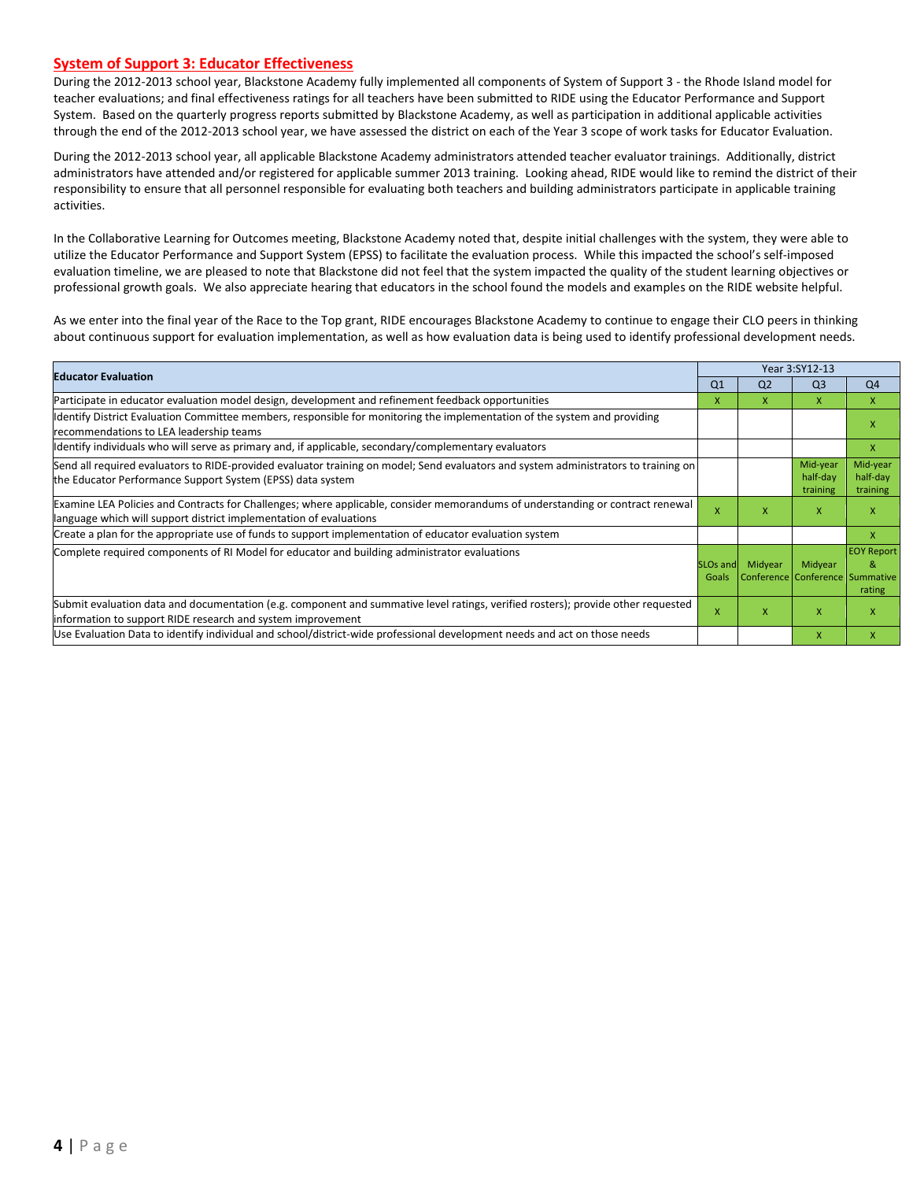## System of Support 3: Educator Effectiveness

During the 2012-2013 school year, Blackstone Academy fully implemented all components of System of Support 3 - the Rhode Island model for teacher evaluations; and final effectiveness ratings for all teachers have been submitted to RIDE using the Educator Performance and Support System. Based on the quarterly progress reports submitted by Blackstone Academy, as well as participation in additional applicable activities through the end of the 2012-2013 school year, we have assessed the district on each of the Year 3 scope of work tasks for Educator Evaluation.

During the 2012-2013 school year, all applicable Blackstone Academy administrators attended teacher evaluator trainings. Additionally, district administrators have attended and/or registered for applicable summer 2013 training. Looking ahead, RIDE would like to remind the district of their responsibility to ensure that all personnel responsible for evaluating both teachers and building administrators participate in applicable training activities.

In the Collaborative Learning for Outcomes meeting, Blackstone Academy noted that, despite initial challenges with the system, they were able to utilize the Educator Performance and Support System (EPSS) to facilitate the evaluation process. While this impacted the school's self-imposed evaluation timeline, we are pleased to note that Blackstone did not feel that the system impacted the quality of the student learning objectives or professional growth goals. We also appreciate hearing that educators in the school found the models and examples on the RIDE website helpful.

As we enter into the final year of the Race to the Top grant, RIDE encourages Blackstone Academy to continue to engage their CLO peers in thinking about continuous support for evaluation implementation, as well as how evaluation data is being used to identify professional development needs.

| Educator Evaluation | Year 3:SY12-13 | | | |
|---|---|---|---|---|
| | Q1 | Q2 | Q3 | Q4 |
| Participate in educator evaluation model design, development and refinement feedback opportunities | X | X | X | X |
| Identify District Evaluation Committee members, responsible for monitoring the implementation of the system and providing recommendations to LEA leadership teams | | | | X |
| Identify individuals who will serve as primary and, if applicable, secondary/complementary evaluators | | | | X |
| Send all required evaluators to RIDE-provided evaluator training on model; Send evaluators and system administrators to training on the Educator Performance Support System (EPSS) data system | | | Mid-year half-day training | Mid-year half-day training |
| Examine LEA Policies and Contracts for Challenges; where applicable, consider memorandums of understanding or contract renewal language which will support district implementation of evaluations | X | X | X | X |
| Create a plan for the appropriate use of funds to support implementation of educator evaluation system | | | | X |
| Complete required components of RI Model for educator and building administrator evaluations | SLOs and Goals | Midyear Conference | Midyear Conference | EOY Report & Summative rating |
| Submit evaluation data and documentation (e.g. component and summative level ratings, verified rosters); provide other requested information to support RIDE research and system improvement | X | X | X | X |
| Use Evaluation Data to identify individual and school/district-wide professional development needs and act on those needs | | | X | X |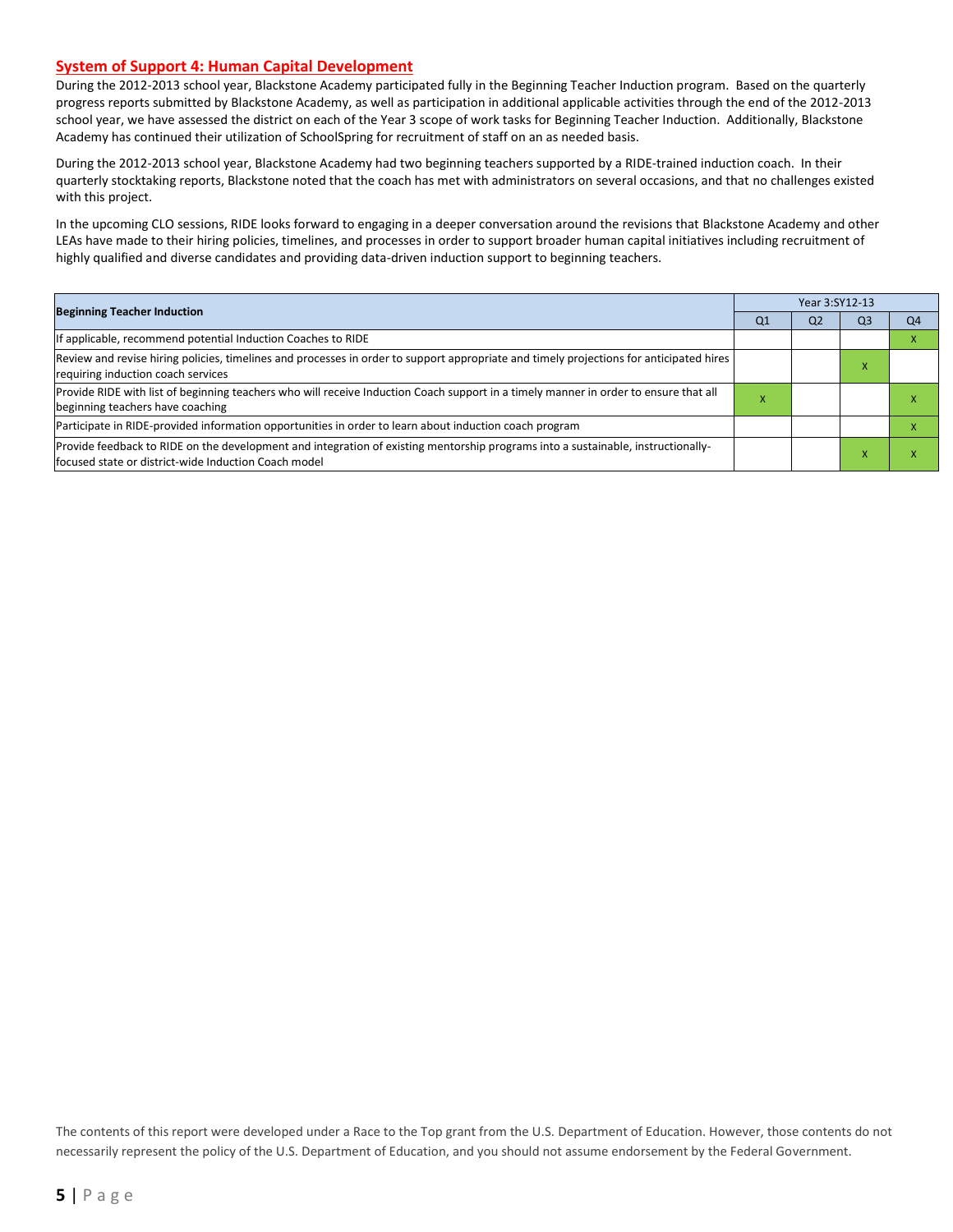## System of Support 4: Human Capital Development

During the 2012-2013 school year, Blackstone Academy participated fully in the Beginning Teacher Induction program. Based on the quarterly progress reports submitted by Blackstone Academy, as well as participation in additional applicable activities through the end of the 2012-2013 school year, we have assessed the district on each of the Year 3 scope of work tasks for Beginning Teacher Induction. Additionally, Blackstone Academy has continued their utilization of SchoolSpring for recruitment of staff on an as needed basis.

During the 2012-2013 school year, Blackstone Academy had two beginning teachers supported by a RIDE-trained induction coach. In their quarterly stocktaking reports, Blackstone noted that the coach has met with administrators on several occasions, and that no challenges existed with this project.

In the upcoming CLO sessions, RIDE looks forward to engaging in a deeper conversation around the revisions that Blackstone Academy and other LEAs have made to their hiring policies, timelines, and processes in order to support broader human capital initiatives including recruitment of highly qualified and diverse candidates and providing data-driven induction support to beginning teachers.

| Beginning Teacher Induction | Year 3:SY12-13 | | | |
|---|---|---|---|---|
| | Q1 | Q2 | Q3 | Q4 |
| If applicable, recommend potential Induction Coaches to RIDE | | | | X |
| Review and revise hiring policies, timelines and processes in order to support appropriate and timely projections for anticipated hires requiring induction coach services | | | X | |
| Provide RIDE with list of beginning teachers who will receive Induction Coach support in a timely manner in order to ensure that all beginning teachers have coaching | X | | | X |
| Participate in RIDE-provided information opportunities in order to learn about induction coach program | | | | X |
| Provide feedback to RIDE on the development and integration of existing mentorship programs into a sustainable, instructionally-focused state or district-wide Induction Coach model | | | X | X |

The contents of this report were developed under a Race to the Top grant from the U.S. Department of Education. However, those contents do not necessarily represent the policy of the U.S. Department of Education, and you should not assume endorsement by the Federal Government.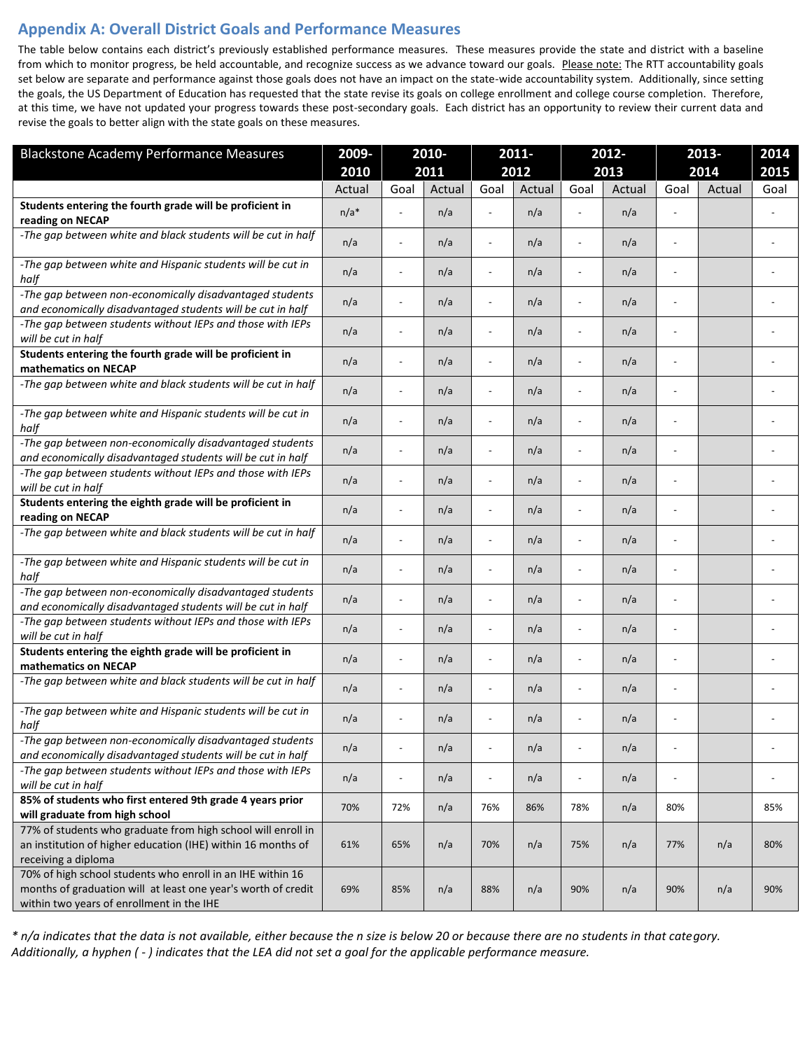## Appendix A: Overall District Goals and Performance Measures

The table below contains each district's previously established performance measures. These measures provide the state and district with a baseline from which to monitor progress, be held accountable, and recognize success as we advance toward our goals. Please note: The RTT accountability goals set below are separate and performance against those goals does not have an impact on the state-wide accountability system. Additionally, since setting the goals, the US Department of Education has requested that the state revise its goals on college enrollment and college course completion. Therefore, at this time, we have not updated your progress towards these post-secondary goals. Each district has an opportunity to review their current data and revise the goals to better align with the state goals on these measures.

| Blackstone Academy Performance Measures | 2009-2010 | 2010-2011 | | 2011-2012 | | 2012-2013 | | 2013-2014 | | 2014 2015 |
|---|---|---|---|---|---|---|---|---|---|---|
| | Actual | Goal | Actual | Goal | Actual | Goal | Actual | Goal | Actual | Goal |
| **Students entering the fourth grade will be proficient in reading on NECAP** | n/a* | - | n/a | - | n/a | - | n/a | - | | - |
| *-The gap between white and black students will be cut in half* | n/a | - | n/a | - | n/a | - | n/a | - | | - |
| *-The gap between white and Hispanic students will be cut in half* | n/a | - | n/a | - | n/a | - | n/a | - | | - |
| *-The gap between non-economically disadvantaged students and economically disadvantaged students will be cut in half* | n/a | - | n/a | - | n/a | - | n/a | - | | - |
| *-The gap between students without IEPs and those with IEPs will be cut in half* | n/a | - | n/a | - | n/a | - | n/a | - | | - |
| **Students entering the fourth grade will be proficient in mathematics on NECAP** | n/a | - | n/a | - | n/a | - | n/a | - | | - |
| *-The gap between white and black students will be cut in half* | n/a | - | n/a | - | n/a | - | n/a | - | | - |
| *-The gap between white and Hispanic students will be cut in half* | n/a | - | n/a | - | n/a | - | n/a | - | | - |
| *-The gap between non-economically disadvantaged students and economically disadvantaged students will be cut in half* | n/a | - | n/a | - | n/a | - | n/a | - | | - |
| *-The gap between students without IEPs and those with IEPs will be cut in half* | n/a | - | n/a | - | n/a | - | n/a | - | | - |
| **Students entering the eighth grade will be proficient in reading on NECAP** | n/a | - | n/a | - | n/a | - | n/a | - | | - |
| *-The gap between white and black students will be cut in half* | n/a | - | n/a | - | n/a | - | n/a | - | | - |
| *-The gap between white and Hispanic students will be cut in half* | n/a | - | n/a | - | n/a | - | n/a | - | | - |
| *-The gap between non-economically disadvantaged students and economically disadvantaged students will be cut in half* | n/a | - | n/a | - | n/a | - | n/a | - | | - |
| *-The gap between students without IEPs and those with IEPs will be cut in half* | n/a | - | n/a | - | n/a | - | n/a | - | | - |
| **Students entering the eighth grade will be proficient in mathematics on NECAP** | n/a | - | n/a | - | n/a | - | n/a | - | | - |
| *-The gap between white and black students will be cut in half* | n/a | - | n/a | - | n/a | - | n/a | - | | - |
| *-The gap between white and Hispanic students will be cut in half* | n/a | - | n/a | - | n/a | - | n/a | - | | - |
| *-The gap between non-economically disadvantaged students and economically disadvantaged students will be cut in half* | n/a | - | n/a | - | n/a | - | n/a | - | | - |
| *-The gap between students without IEPs and those with IEPs will be cut in half* | n/a | - | n/a | - | n/a | - | n/a | - | | - |
| **85% of students who first entered 9th grade 4 years prior will graduate from high school** | 70% | 72% | n/a | 76% | 86% | 78% | n/a | 80% | | 85% |
| 77% of students who graduate from high school will enroll in an institution of higher education (IHE) within 16 months of receiving a diploma | 61% | 65% | n/a | 70% | n/a | 75% | n/a | 77% | n/a | 80% |
| 70% of high school students who enroll in an IHE within 16 months of graduation will at least one year's worth of credit within two years of enrollment in the IHE | 69% | 85% | n/a | 88% | n/a | 90% | n/a | 90% | n/a | 90% |

*\* n/a indicates that the data is not available, either because the n size is below 20 or because there are no students in that category. Additionally, a hyphen ( - ) indicates that the LEA did not set a goal for the applicable performance measure.*